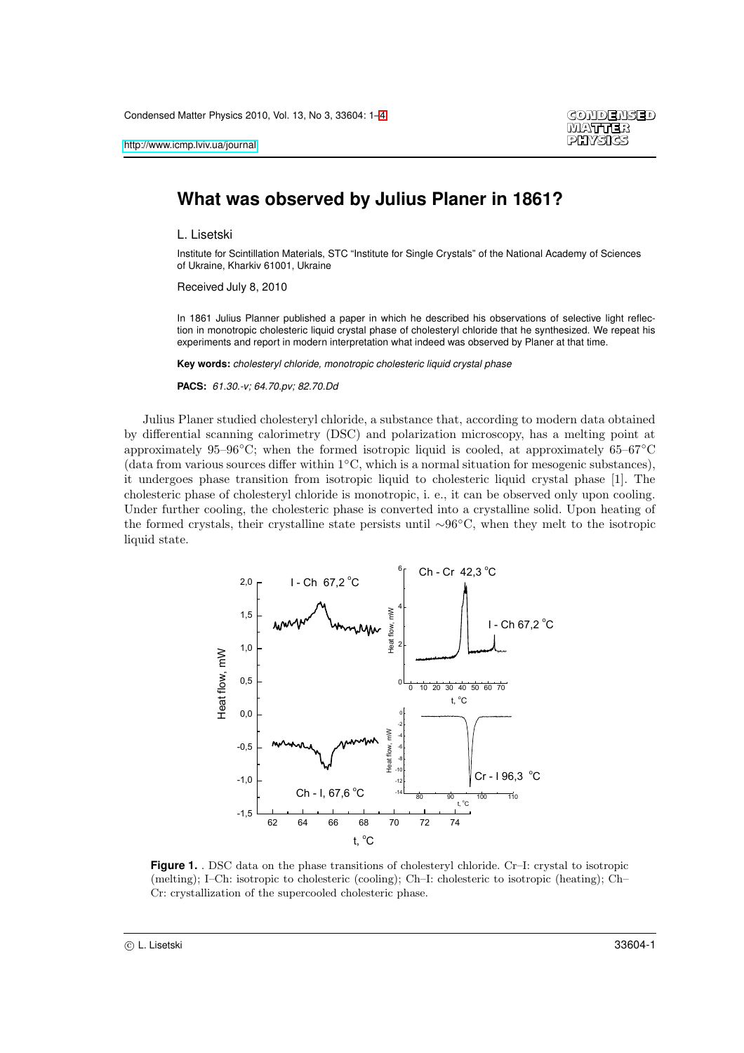# What was observed by Julius Planer in 1861?

L. Lisetski

Institute for Scintillation Materials, STC "Institute for Single Crystals" of the National Academy of Sciences of Ukraine, Kharkiv 61001, Ukraine

Received July 8, 2010

In 1861 Julius Planner published a paper in which he described his observations of selective light reflection in monotropic cholesteric liquid crystal phase of cholesteryl chloride that he synthesized. We repeat his experiments and report in modern interpretation what indeed was observed by Planer at that time.

**Key words:** *cholesteryl chloride, monotropic cholesteric liquid crystal phase*

**PACS:** *61.30.-v; 64.70.pv; 82.70.Dd*

Julius Planer studied cholesteryl chloride, a substance that, according to modern data obtained by differential scanning calorimetry (DSC) and polarization microscopy, has a melting point at approximately 95–96°C; when the formed isotropic liquid is cooled, at approximately 65–67°C (data from various sources differ within 1°C, which is a normal situation for mesogenic substances), it undergoes phase transition from isotropic liquid to cholesteric liquid crystal phase [1]. The cholesteric phase of cholesteryl chloride is monotropic, i. e., it can be observed only upon cooling. Under further cooling, the cholesteric phase is converted into a crystalline solid. Upon heating of the formed crystals, their crystalline state persists until ∼96°C, when they melt to the isotropic liquid state.

**Figure 1.** . DSC data on the phase transitions of cholesteryl chloride. Cr–I: crystal to isotropic (melting); I–Ch: isotropic to cholesteric (cooling); Ch–I: cholesteric to isotropic (heating); Ch–Cr: crystallization of the supercooled cholesteric phase.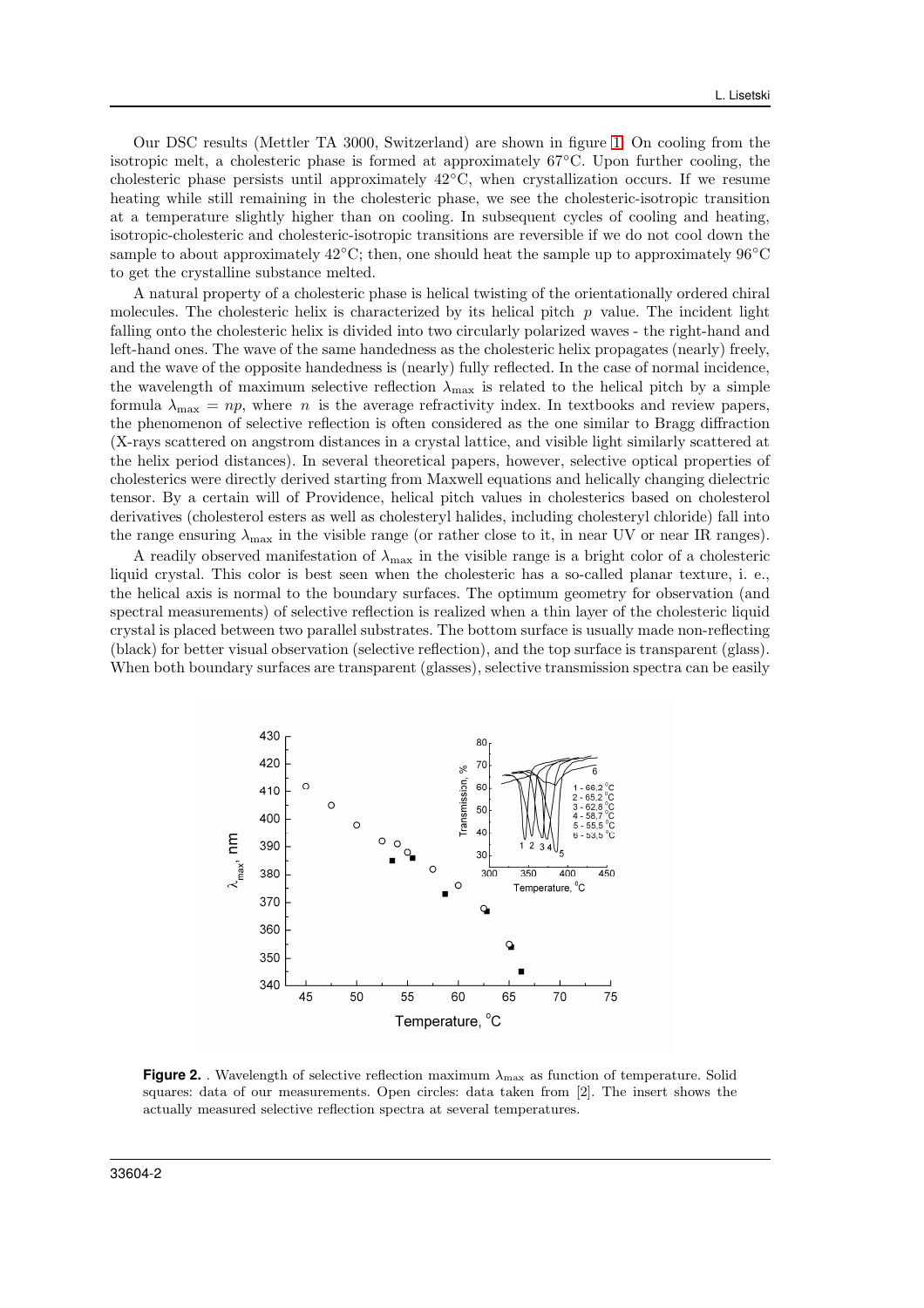Our DSC results (Mettler TA 3000, Switzerland) are shown in figure 1. On cooling from the isotropic melt, a cholesteric phase is formed at approximately 67°C. Upon further cooling, the cholesteric phase persists until approximately 42°C, when crystallization occurs. If we resume heating while still remaining in the cholesteric phase, we see the cholesteric-isotropic transition at a temperature slightly higher than on cooling. In subsequent cycles of cooling and heating, isotropic-cholesteric and cholesteric-isotropic transitions are reversible if we do not cool down the sample to about approximately 42°C; then, one should heat the sample up to approximately 96°C to get the crystalline substance melted.

A natural property of a cholesteric phase is helical twisting of the orientationally ordered chiral molecules. The cholesteric helix is characterized by its helical pitch $p$ value. The incident light falling onto the cholesteric helix is divided into two circularly polarized waves - the right-hand and left-hand ones. The wave of the same handedness as the cholesteric helix propagates (nearly) freely, and the wave of the opposite handedness is (nearly) fully reflected. In the case of normal incidence, the wavelength of maximum selective reflection $\lambda_{\max}$ is related to the helical pitch by a simple formula $\lambda_{\max} = np$, where $n$ is the average refractivity index. In textbooks and review papers, the phenomenon of selective reflection is often considered as the one similar to Bragg diffraction (X-rays scattered on angstrom distances in a crystal lattice, and visible light similarly scattered at the helix period distances). In several theoretical papers, however, selective optical properties of cholesterics were directly derived starting from Maxwell equations and helically changing dielectric tensor. By a certain will of Providence, helical pitch values in cholesterics based on cholesterol derivatives (cholesterol esters as well as cholesteryl halides, including cholesteryl chloride) fall into the range ensuring $\lambda_{\max}$ in the visible range (or rather close to it, in near UV or near IR ranges).

A readily observed manifestation of $\lambda_{\max}$ in the visible range is a bright color of a cholesteric liquid crystal. This color is best seen when the cholesteric has a so-called planar texture, i. e., the helical axis is normal to the boundary surfaces. The optimum geometry for observation (and spectral measurements) of selective reflection is realized when a thin layer of the cholesteric liquid crystal is placed between two parallel substrates. The bottom surface is usually made non-reflecting (black) for better visual observation (selective reflection), and the top surface is transparent (glass). When both boundary surfaces are transparent (glasses), selective transmission spectra can be easily

**Figure 2.** . Wavelength of selective reflection maximum $\lambda_{\max}$ as function of temperature. Solid squares: data of our measurements. Open circles: data taken from [2]. The insert shows the actually measured selective reflection spectra at several temperatures.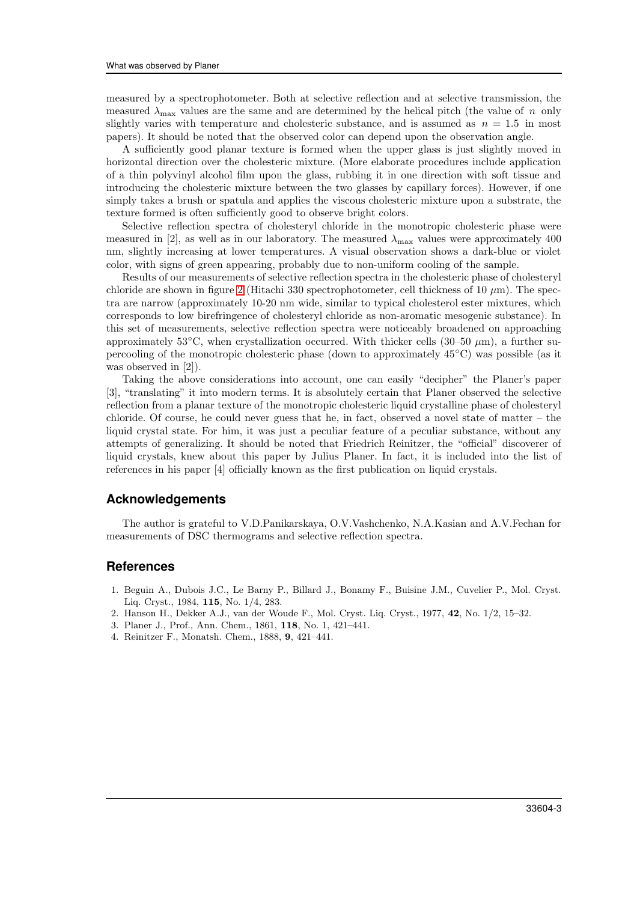measured by a spectrophotometer. Both at selective reflection and at selective transmission, the measured $\lambda_{\max}$ values are the same and are determined by the helical pitch (the value of $n$ only slightly varies with temperature and cholesteric substance, and is assumed as $n = 1.5$ in most papers). It should be noted that the observed color can depend upon the observation angle.

A sufficiently good planar texture is formed when the upper glass is just slightly moved in horizontal direction over the cholesteric mixture. (More elaborate procedures include application of a thin polyvinyl alcohol film upon the glass, rubbing it in one direction with soft tissue and introducing the cholesteric mixture between the two glasses by capillary forces). However, if one simply takes a brush or spatula and applies the viscous cholesteric mixture upon a substrate, the texture formed is often sufficiently good to observe bright colors.

Selective reflection spectra of cholesteryl chloride in the monotropic cholesteric phase were measured in [2], as well as in our laboratory. The measured $\lambda_{\max}$ values were approximately 400 nm, slightly increasing at lower temperatures. A visual observation shows a dark-blue or violet color, with signs of green appearing, probably due to non-uniform cooling of the sample.

Results of our measurements of selective reflection spectra in the cholesteric phase of cholesteryl chloride are shown in figure 2 (Hitachi 330 spectrophotometer, cell thickness of 10 $\mu$m). The spectra are narrow (approximately 10-20 nm wide, similar to typical cholesterol ester mixtures, which corresponds to low birefringence of cholesteryl chloride as non-aromatic mesogenic substance). In this set of measurements, selective reflection spectra were noticeably broadened on approaching approximately 53°C, when crystallization occurred. With thicker cells (30–50 $\mu$m), a further supercooling of the monotropic cholesteric phase (down to approximately 45°C) was possible (as it was observed in [2]).

Taking the above considerations into account, one can easily "decipher" the Planer's paper [3], "translating" it into modern terms. It is absolutely certain that Planer observed the selective reflection from a planar texture of the monotropic cholesteric liquid crystalline phase of cholesteryl chloride. Of course, he could never guess that he, in fact, observed a novel state of matter – the liquid crystal state. For him, it was just a peculiar feature of a peculiar substance, without any attempts of generalizing. It should be noted that Friedrich Reinitzer, the "official" discoverer of liquid crystals, knew about this paper by Julius Planer. In fact, it is included into the list of references in his paper [4] officially known as the first publication on liquid crystals.

## Acknowledgements

The author is grateful to V.D.Panikarskaya, O.V.Vashchenko, N.A.Kasian and A.V.Fechan for measurements of DSC thermograms and selective reflection spectra.

## References

1. Beguin A., Dubois J.C., Le Barny P., Billard J., Bonamy F., Buisine J.M., Cuvelier P., Mol. Cryst. Liq. Cryst., 1984, **115**, No. 1/4, 283.
2. Hanson H., Dekker A.J., van der Woude F., Mol. Cryst. Liq. Cryst., 1977, **42**, No. 1/2, 15–32.
3. Planer J., Prof., Ann. Chem., 1861, **118**, No. 1, 421–441.
4. Reinitzer F., Monatsh. Chem., 1888, **9**, 421–441.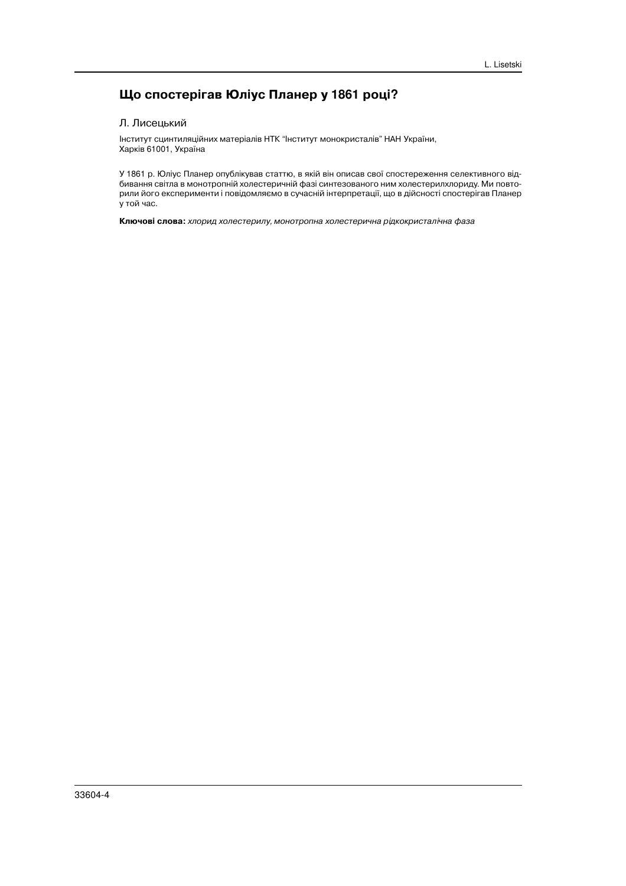# Що спостерігав Юліус Планер у 1861 році?

Л. Лисецький

Інститут сцинтиляційних матеріалів НТК “Інститут монокристалів” НАН України, Харків 61001, Україна

У 1861 р. Юліус Планер опублікував статтю, в якій він описав свої спостереження селективного відбивання світла в монотропній холестеричній фазі синтезованого ним холестерилхлориду. Ми повторили його експерименти і повідомляємо в сучасній інтерпретації, що в дійсності спостерігав Планер у той час.

**Ключові слова:** *хлорид холестерилу, монотропна холестерична рідкокристалічна фаза*